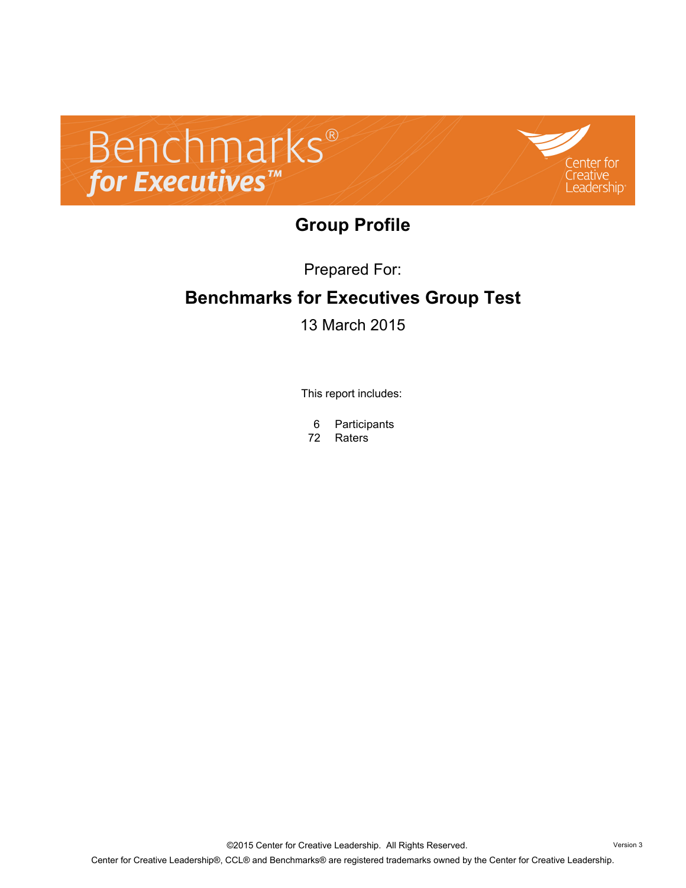# Benchmarks® for Executives™

Center for Creative Leadership®

## Group Profile

Prepared For:

**Benchmarks for Executives Group Test**

13 March 2015

This report includes:

6 Participants
72 Raters

©2015 Center for Creative Leadership. All Rights Reserved.

Version 3

Center for Creative Leadership®, CCL® and Benchmarks® are registered trademarks owned by the Center for Creative Leadership.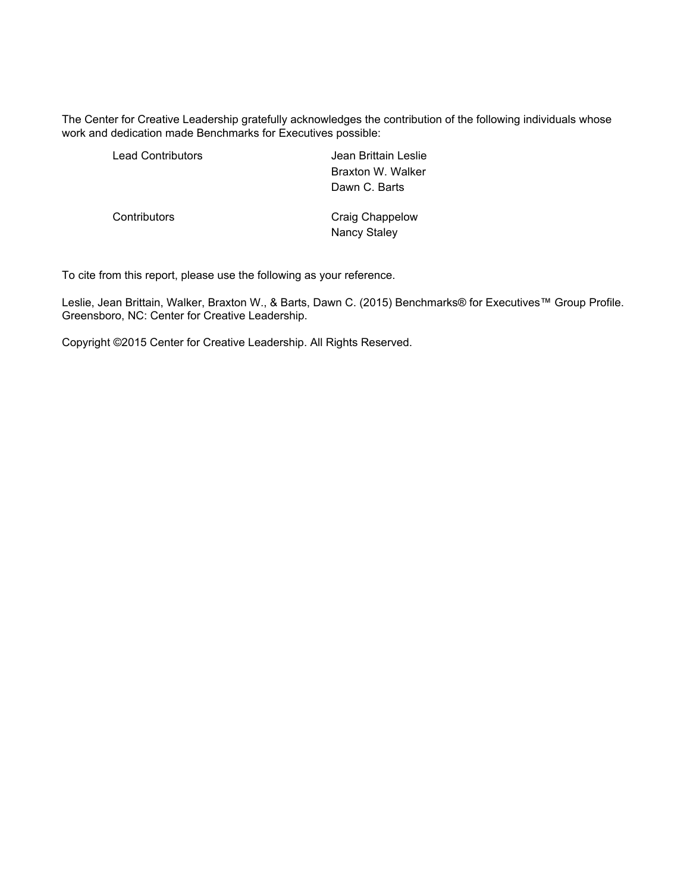The Center for Creative Leadership gratefully acknowledges the contribution of the following individuals whose work and dedication made Benchmarks for Executives possible:

| Lead Contributors | Jean Brittain Leslie<br>Braxton W. Walker<br>Dawn C. Barts |
| --- | --- |
| Contributors | Craig Chappelow<br>Nancy Staley |

To cite from this report, please use the following as your reference.

Leslie, Jean Brittain, Walker, Braxton W., & Barts, Dawn C. (2015) Benchmarks® for Executives™ Group Profile. Greensboro, NC: Center for Creative Leadership.

Copyright ©2015 Center for Creative Leadership. All Rights Reserved.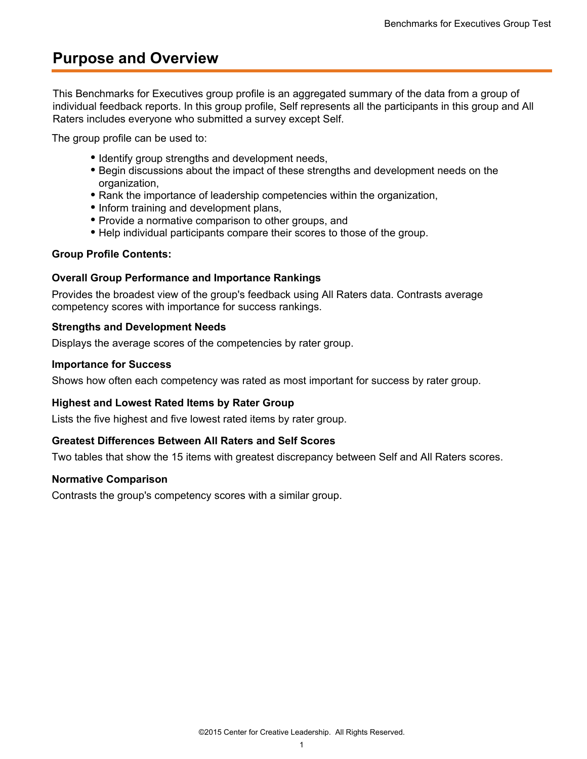# Purpose and Overview

This Benchmarks for Executives group profile is an aggregated summary of the data from a group of individual feedback reports. In this group profile, Self represents all the participants in this group and All Raters includes everyone who submitted a survey except Self.

The group profile can be used to:

- Identify group strengths and development needs,
- Begin discussions about the impact of these strengths and development needs on the organization,
- Rank the importance of leadership competencies within the organization,
- Inform training and development plans,
- Provide a normative comparison to other groups, and
- Help individual participants compare their scores to those of the group.

**Group Profile Contents:**

**Overall Group Performance and Importance Rankings**

Provides the broadest view of the group's feedback using All Raters data. Contrasts average competency scores with importance for success rankings.

**Strengths and Development Needs**

Displays the average scores of the competencies by rater group.

**Importance for Success**

Shows how often each competency was rated as most important for success by rater group.

**Highest and Lowest Rated Items by Rater Group**

Lists the five highest and five lowest rated items by rater group.

**Greatest Differences Between All Raters and Self Scores**

Two tables that show the 15 items with greatest discrepancy between Self and All Raters scores.

**Normative Comparison**

Contrasts the group's competency scores with a similar group.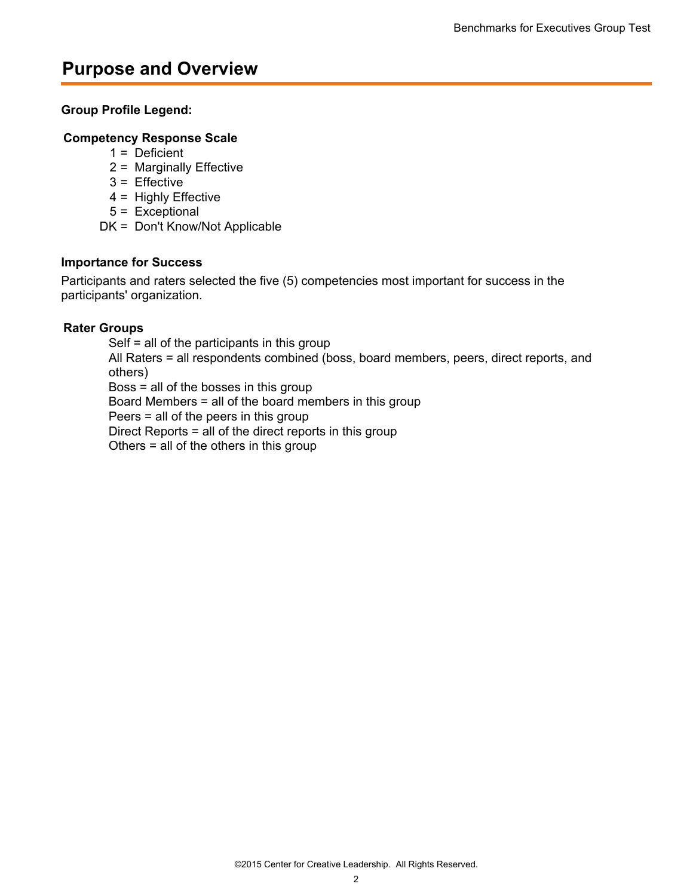# Purpose and Overview

**Group Profile Legend:**

**Competency Response Scale**

1 = Deficient
2 = Marginally Effective
3 = Effective
4 = Highly Effective
5 = Exceptional
DK = Don't Know/Not Applicable

**Importance for Success**

Participants and raters selected the five (5) competencies most important for success in the participants' organization.

**Rater Groups**

Self = all of the participants in this group
All Raters = all respondents combined (boss, board members, peers, direct reports, and others)
Boss = all of the bosses in this group
Board Members = all of the board members in this group
Peers = all of the peers in this group
Direct Reports = all of the direct reports in this group
Others = all of the others in this group

©2015 Center for Creative Leadership. All Rights Reserved.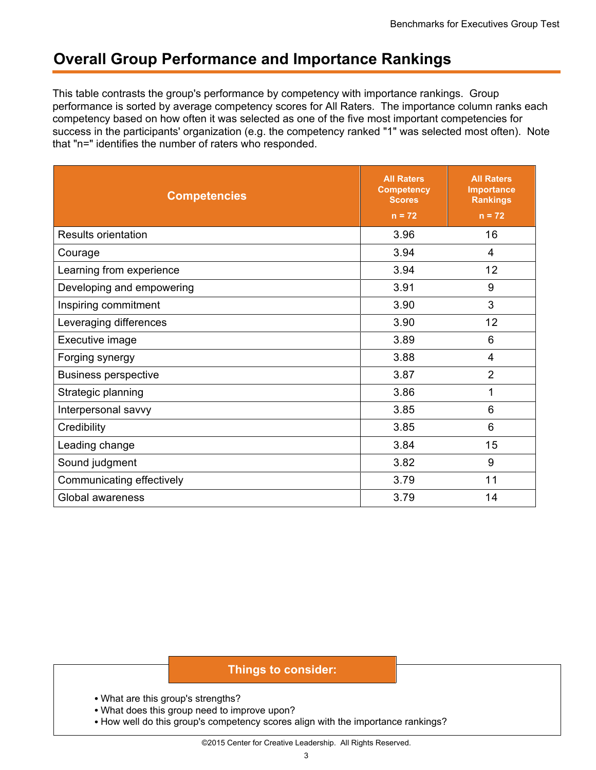## Overall Group Performance and Importance Rankings

This table contrasts the group's performance by competency with importance rankings. Group performance is sorted by average competency scores for All Raters. The importance column ranks each competency based on how often it was selected as one of the five most important competencies for success in the participants' organization (e.g. the competency ranked "1" was selected most often). Note that "n=" identifies the number of raters who responded.

| Competencies | All Raters Competency Scores n = 72 | All Raters Importance Rankings n = 72 |
|---|---|---|
| Results orientation | 3.96 | 16 |
| Courage | 3.94 | 4 |
| Learning from experience | 3.94 | 12 |
| Developing and empowering | 3.91 | 9 |
| Inspiring commitment | 3.90 | 3 |
| Leveraging differences | 3.90 | 12 |
| Executive image | 3.89 | 6 |
| Forging synergy | 3.88 | 4 |
| Business perspective | 3.87 | 2 |
| Strategic planning | 3.86 | 1 |
| Interpersonal savvy | 3.85 | 6 |
| Credibility | 3.85 | 6 |
| Leading change | 3.84 | 15 |
| Sound judgment | 3.82 | 9 |
| Communicating effectively | 3.79 | 11 |
| Global awareness | 3.79 | 14 |

**Things to consider:**

- What are this group's strengths?
- What does this group need to improve upon?
- How well do this group's competency scores align with the importance rankings?

©2015 Center for Creative Leadership. All Rights Reserved.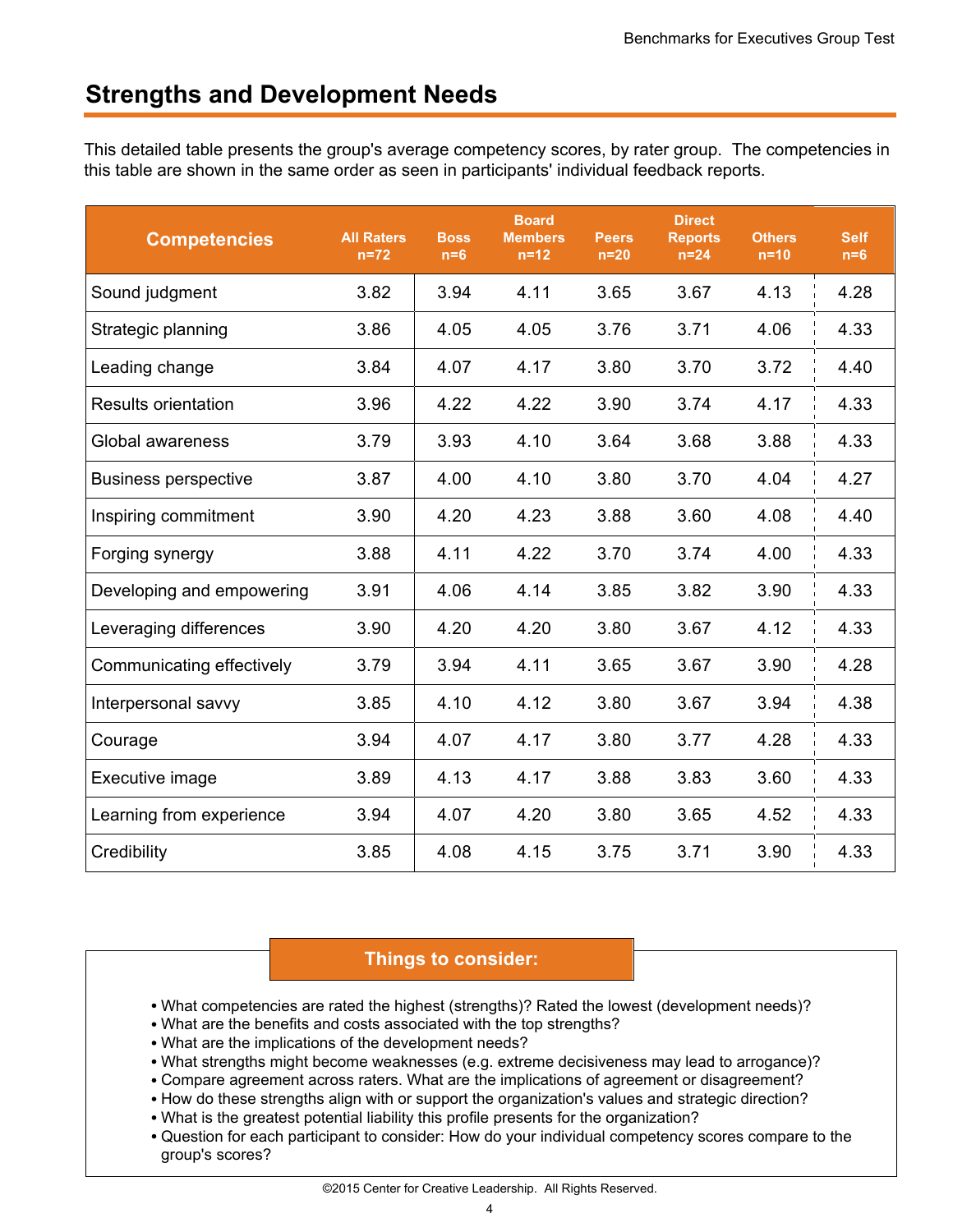## Strengths and Development Needs

This detailed table presents the group's average competency scores, by rater group. The competencies in this table are shown in the same order as seen in participants' individual feedback reports.

| Competencies | All Raters n=72 | Boss n=6 | Board Members n=12 | Peers n=20 | Direct Reports n=24 | Others n=10 | Self n=6 |
|---|---|---|---|---|---|---|---|
| Sound judgment | 3.82 | 3.94 | 4.11 | 3.65 | 3.67 | 4.13 | 4.28 |
| Strategic planning | 3.86 | 4.05 | 4.05 | 3.76 | 3.71 | 4.06 | 4.33 |
| Leading change | 3.84 | 4.07 | 4.17 | 3.80 | 3.70 | 3.72 | 4.40 |
| Results orientation | 3.96 | 4.22 | 4.22 | 3.90 | 3.74 | 4.17 | 4.33 |
| Global awareness | 3.79 | 3.93 | 4.10 | 3.64 | 3.68 | 3.88 | 4.33 |
| Business perspective | 3.87 | 4.00 | 4.10 | 3.80 | 3.70 | 4.04 | 4.27 |
| Inspiring commitment | 3.90 | 4.20 | 4.23 | 3.88 | 3.60 | 4.08 | 4.40 |
| Forging synergy | 3.88 | 4.11 | 4.22 | 3.70 | 3.74 | 4.00 | 4.33 |
| Developing and empowering | 3.91 | 4.06 | 4.14 | 3.85 | 3.82 | 3.90 | 4.33 |
| Leveraging differences | 3.90 | 4.20 | 4.20 | 3.80 | 3.67 | 4.12 | 4.33 |
| Communicating effectively | 3.79 | 3.94 | 4.11 | 3.65 | 3.67 | 3.90 | 4.28 |
| Interpersonal savvy | 3.85 | 4.10 | 4.12 | 3.80 | 3.67 | 3.94 | 4.38 |
| Courage | 3.94 | 4.07 | 4.17 | 3.80 | 3.77 | 4.28 | 4.33 |
| Executive image | 3.89 | 4.13 | 4.17 | 3.88 | 3.83 | 3.60 | 4.33 |
| Learning from experience | 3.94 | 4.07 | 4.20 | 3.80 | 3.65 | 4.52 | 4.33 |
| Credibility | 3.85 | 4.08 | 4.15 | 3.75 | 3.71 | 3.90 | 4.33 |

### Things to consider:

- What competencies are rated the highest (strengths)? Rated the lowest (development needs)?
- What are the benefits and costs associated with the top strengths?
- What are the implications of the development needs?
- What strengths might become weaknesses (e.g. extreme decisiveness may lead to arrogance)?
- Compare agreement across raters. What are the implications of agreement or disagreement?
- How do these strengths align with or support the organization's values and strategic direction?
- What is the greatest potential liability this profile presents for the organization?
- Question for each participant to consider: How do your individual competency scores compare to the group's scores?

©2015 Center for Creative Leadership. All Rights Reserved.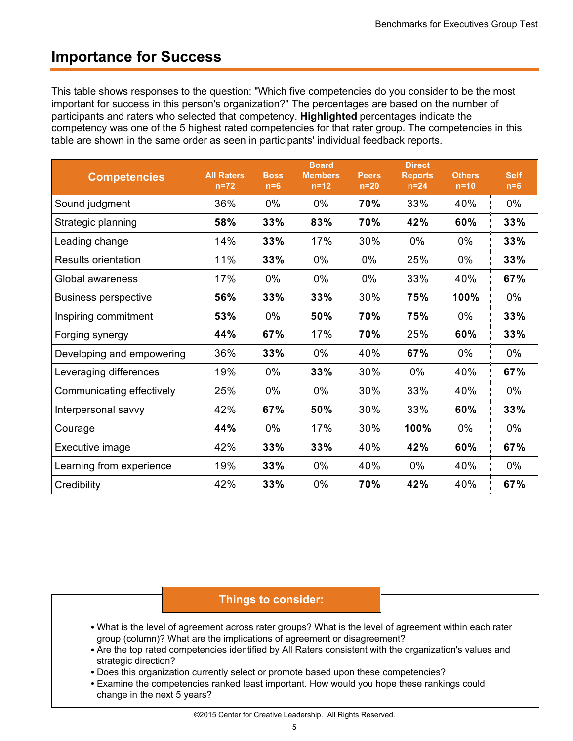## Importance for Success

This table shows responses to the question: "Which five competencies do you consider to be the most important for success in this person's organization?" The percentages are based on the number of participants and raters who selected that competency. **Highlighted** percentages indicate the competency was one of the 5 highest rated competencies for that rater group. The competencies in this table are shown in the same order as seen in participants' individual feedback reports.

| Competencies | All Raters n=72 | Boss n=6 | Board Members n=12 | Peers n=20 | Direct Reports n=24 | Others n=10 | Self n=6 |
|---|---|---|---|---|---|---|---|
| Sound judgment | 36% | 0% | 0% | **70%** | 33% | 40% | 0% |
| Strategic planning | **58%** | **33%** | **83%** | **70%** | **42%** | **60%** | **33%** |
| Leading change | 14% | **33%** | 17% | 30% | 0% | 0% | **33%** |
| Results orientation | 11% | **33%** | 0% | 0% | 25% | 0% | **33%** |
| Global awareness | 17% | 0% | 0% | 0% | 33% | 40% | **67%** |
| Business perspective | **56%** | **33%** | **33%** | 30% | **75%** | **100%** | 0% |
| Inspiring commitment | **53%** | 0% | **50%** | **70%** | **75%** | 0% | **33%** |
| Forging synergy | **44%** | **67%** | 17% | **70%** | 25% | **60%** | **33%** |
| Developing and empowering | 36% | **33%** | 0% | 40% | **67%** | 0% | 0% |
| Leveraging differences | 19% | 0% | **33%** | 30% | 0% | 40% | **67%** |
| Communicating effectively | 25% | 0% | 0% | 30% | 33% | 40% | 0% |
| Interpersonal savvy | 42% | **67%** | **50%** | 30% | 33% | **60%** | **33%** |
| Courage | **44%** | 0% | 17% | 30% | **100%** | 0% | 0% |
| Executive image | 42% | **33%** | **33%** | 40% | **42%** | **60%** | **67%** |
| Learning from experience | 19% | **33%** | 0% | 40% | 0% | 40% | 0% |
| Credibility | 42% | **33%** | 0% | **70%** | **42%** | 40% | **67%** |

### Things to consider:

- What is the level of agreement across rater groups? What is the level of agreement within each rater group (column)? What are the implications of agreement or disagreement?
- Are the top rated competencies identified by All Raters consistent with the organization's values and strategic direction?
- Does this organization currently select or promote based upon these competencies?
- Examine the competencies ranked least important. How would you hope these rankings could change in the next 5 years?

©2015 Center for Creative Leadership. All Rights Reserved.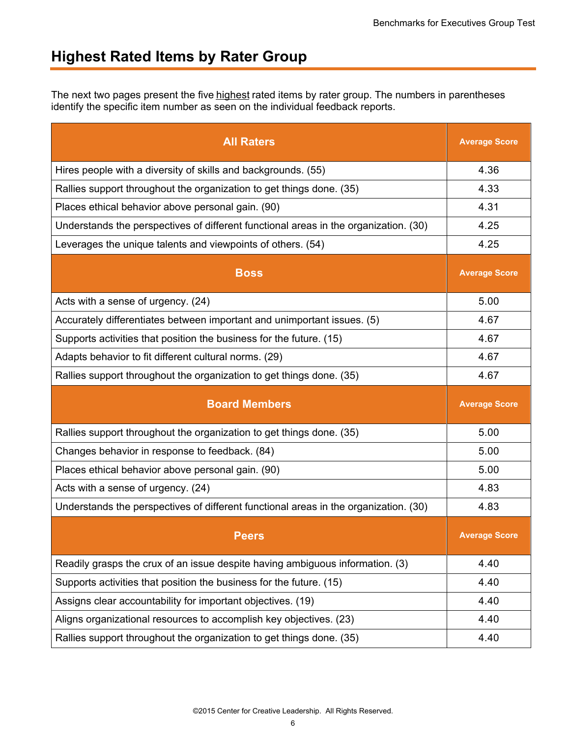## Highest Rated Items by Rater Group

The next two pages present the five highest rated items by rater group. The numbers in parentheses identify the specific item number as seen on the individual feedback reports.

| All Raters | Average Score |
| --- | --- |
| Hires people with a diversity of skills and backgrounds. (55) | 4.36 |
| Rallies support throughout the organization to get things done. (35) | 4.33 |
| Places ethical behavior above personal gain. (90) | 4.31 |
| Understands the perspectives of different functional areas in the organization. (30) | 4.25 |
| Leverages the unique talents and viewpoints of others. (54) | 4.25 |
| **Boss** | **Average Score** |
| Acts with a sense of urgency. (24) | 5.00 |
| Accurately differentiates between important and unimportant issues. (5) | 4.67 |
| Supports activities that position the business for the future. (15) | 4.67 |
| Adapts behavior to fit different cultural norms. (29) | 4.67 |
| Rallies support throughout the organization to get things done. (35) | 4.67 |
| **Board Members** | **Average Score** |
| Rallies support throughout the organization to get things done. (35) | 5.00 |
| Changes behavior in response to feedback. (84) | 5.00 |
| Places ethical behavior above personal gain. (90) | 5.00 |
| Acts with a sense of urgency. (24) | 4.83 |
| Understands the perspectives of different functional areas in the organization. (30) | 4.83 |
| **Peers** | **Average Score** |
| Readily grasps the crux of an issue despite having ambiguous information. (3) | 4.40 |
| Supports activities that position the business for the future. (15) | 4.40 |
| Assigns clear accountability for important objectives. (19) | 4.40 |
| Aligns organizational resources to accomplish key objectives. (23) | 4.40 |
| Rallies support throughout the organization to get things done. (35) | 4.40 |

©2015 Center for Creative Leadership. All Rights Reserved.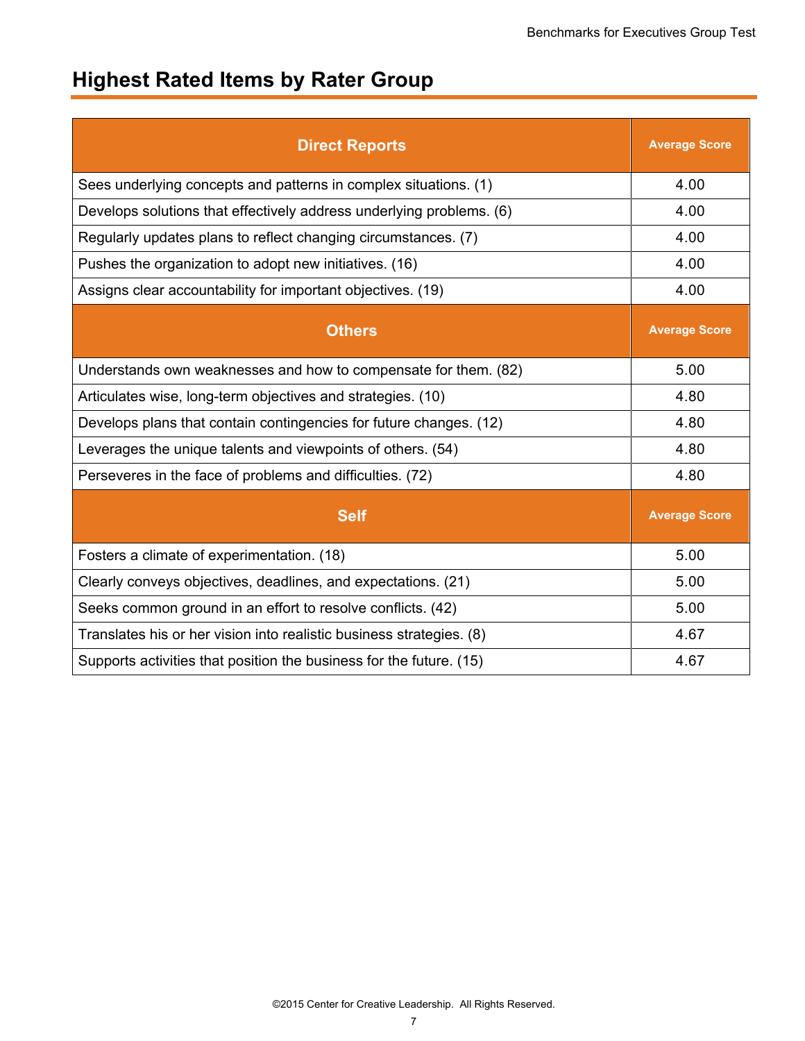## Highest Rated Items by Rater Group

| Direct Reports | Average Score |
|---|---|
| Sees underlying concepts and patterns in complex situations. (1) | 4.00 |
| Develops solutions that effectively address underlying problems. (6) | 4.00 |
| Regularly updates plans to reflect changing circumstances. (7) | 4.00 |
| Pushes the organization to adopt new initiatives. (16) | 4.00 |
| Assigns clear accountability for important objectives. (19) | 4.00 |
| **Others** | **Average Score** |
| Understands own weaknesses and how to compensate for them. (82) | 5.00 |
| Articulates wise, long-term objectives and strategies. (10) | 4.80 |
| Develops plans that contain contingencies for future changes. (12) | 4.80 |
| Leverages the unique talents and viewpoints of others. (54) | 4.80 |
| Perseveres in the face of problems and difficulties. (72) | 4.80 |
| **Self** | **Average Score** |
| Fosters a climate of experimentation. (18) | 5.00 |
| Clearly conveys objectives, deadlines, and expectations. (21) | 5.00 |
| Seeks common ground in an effort to resolve conflicts. (42) | 5.00 |
| Translates his or her vision into realistic business strategies. (8) | 4.67 |
| Supports activities that position the business for the future. (15) | 4.67 |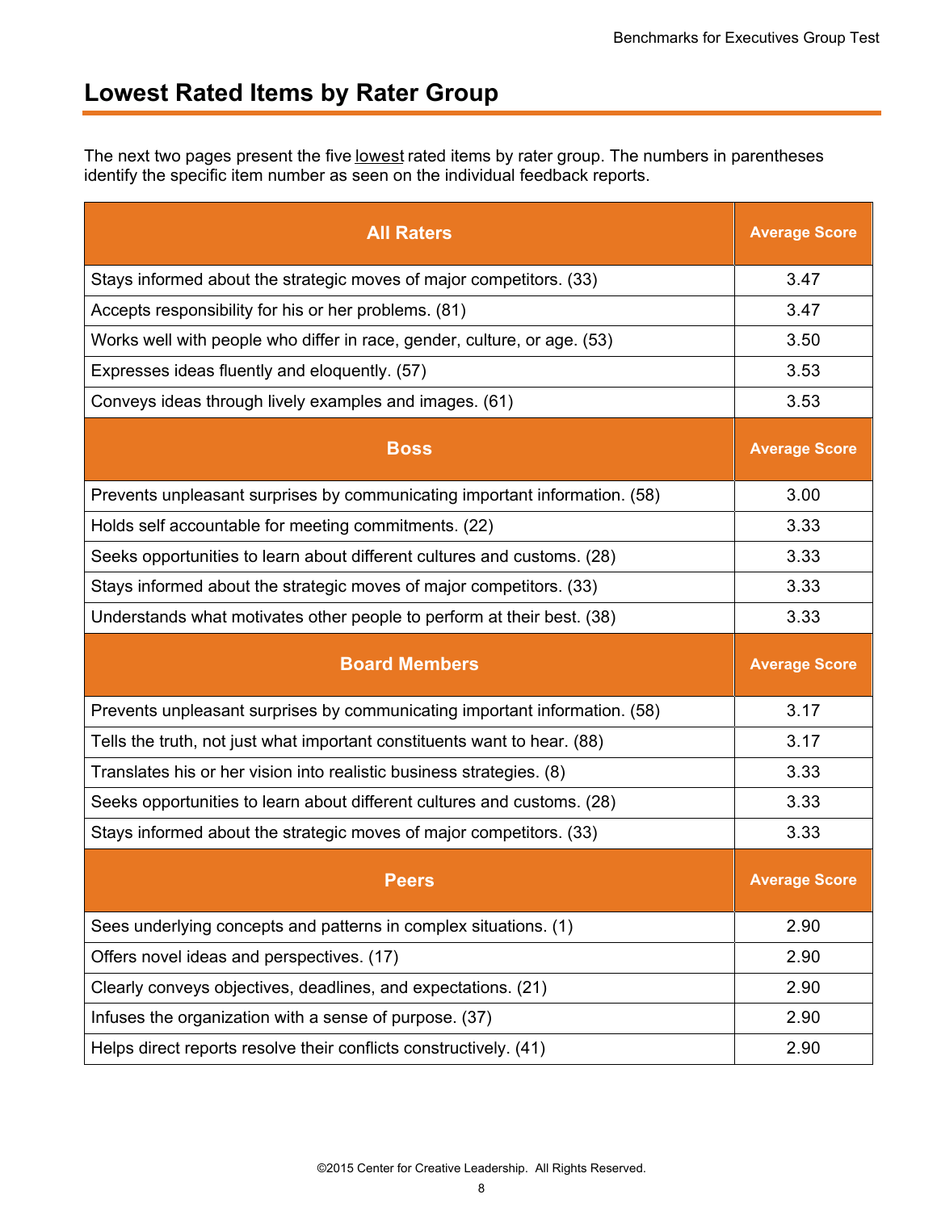## Lowest Rated Items by Rater Group

The next two pages present the five lowest rated items by rater group. The numbers in parentheses identify the specific item number as seen on the individual feedback reports.

| All Raters | Average Score |
|---|---|
| Stays informed about the strategic moves of major competitors. (33) | 3.47 |
| Accepts responsibility for his or her problems. (81) | 3.47 |
| Works well with people who differ in race, gender, culture, or age. (53) | 3.50 |
| Expresses ideas fluently and eloquently. (57) | 3.53 |
| Conveys ideas through lively examples and images. (61) | 3.53 |
| **Boss** | **Average Score** |
| Prevents unpleasant surprises by communicating important information. (58) | 3.00 |
| Holds self accountable for meeting commitments. (22) | 3.33 |
| Seeks opportunities to learn about different cultures and customs. (28) | 3.33 |
| Stays informed about the strategic moves of major competitors. (33) | 3.33 |
| Understands what motivates other people to perform at their best. (38) | 3.33 |
| **Board Members** | **Average Score** |
| Prevents unpleasant surprises by communicating important information. (58) | 3.17 |
| Tells the truth, not just what important constituents want to hear. (88) | 3.17 |
| Translates his or her vision into realistic business strategies. (8) | 3.33 |
| Seeks opportunities to learn about different cultures and customs. (28) | 3.33 |
| Stays informed about the strategic moves of major competitors. (33) | 3.33 |
| **Peers** | **Average Score** |
| Sees underlying concepts and patterns in complex situations. (1) | 2.90 |
| Offers novel ideas and perspectives. (17) | 2.90 |
| Clearly conveys objectives, deadlines, and expectations. (21) | 2.90 |
| Infuses the organization with a sense of purpose. (37) | 2.90 |
| Helps direct reports resolve their conflicts constructively. (41) | 2.90 |

©2015 Center for Creative Leadership. All Rights Reserved.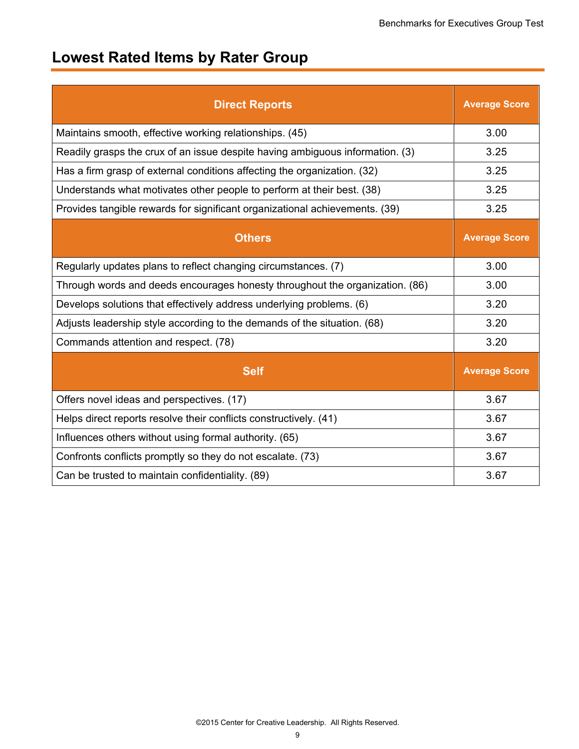## Lowest Rated Items by Rater Group

| Direct Reports | Average Score |
|---|---|
| Maintains smooth, effective working relationships. (45) | 3.00 |
| Readily grasps the crux of an issue despite having ambiguous information. (3) | 3.25 |
| Has a firm grasp of external conditions affecting the organization. (32) | 3.25 |
| Understands what motivates other people to perform at their best. (38) | 3.25 |
| Provides tangible rewards for significant organizational achievements. (39) | 3.25 |
| **Others** | **Average Score** |
| Regularly updates plans to reflect changing circumstances. (7) | 3.00 |
| Through words and deeds encourages honesty throughout the organization. (86) | 3.00 |
| Develops solutions that effectively address underlying problems. (6) | 3.20 |
| Adjusts leadership style according to the demands of the situation. (68) | 3.20 |
| Commands attention and respect. (78) | 3.20 |
| **Self** | **Average Score** |
| Offers novel ideas and perspectives. (17) | 3.67 |
| Helps direct reports resolve their conflicts constructively. (41) | 3.67 |
| Influences others without using formal authority. (65) | 3.67 |
| Confronts conflicts promptly so they do not escalate. (73) | 3.67 |
| Can be trusted to maintain confidentiality. (89) | 3.67 |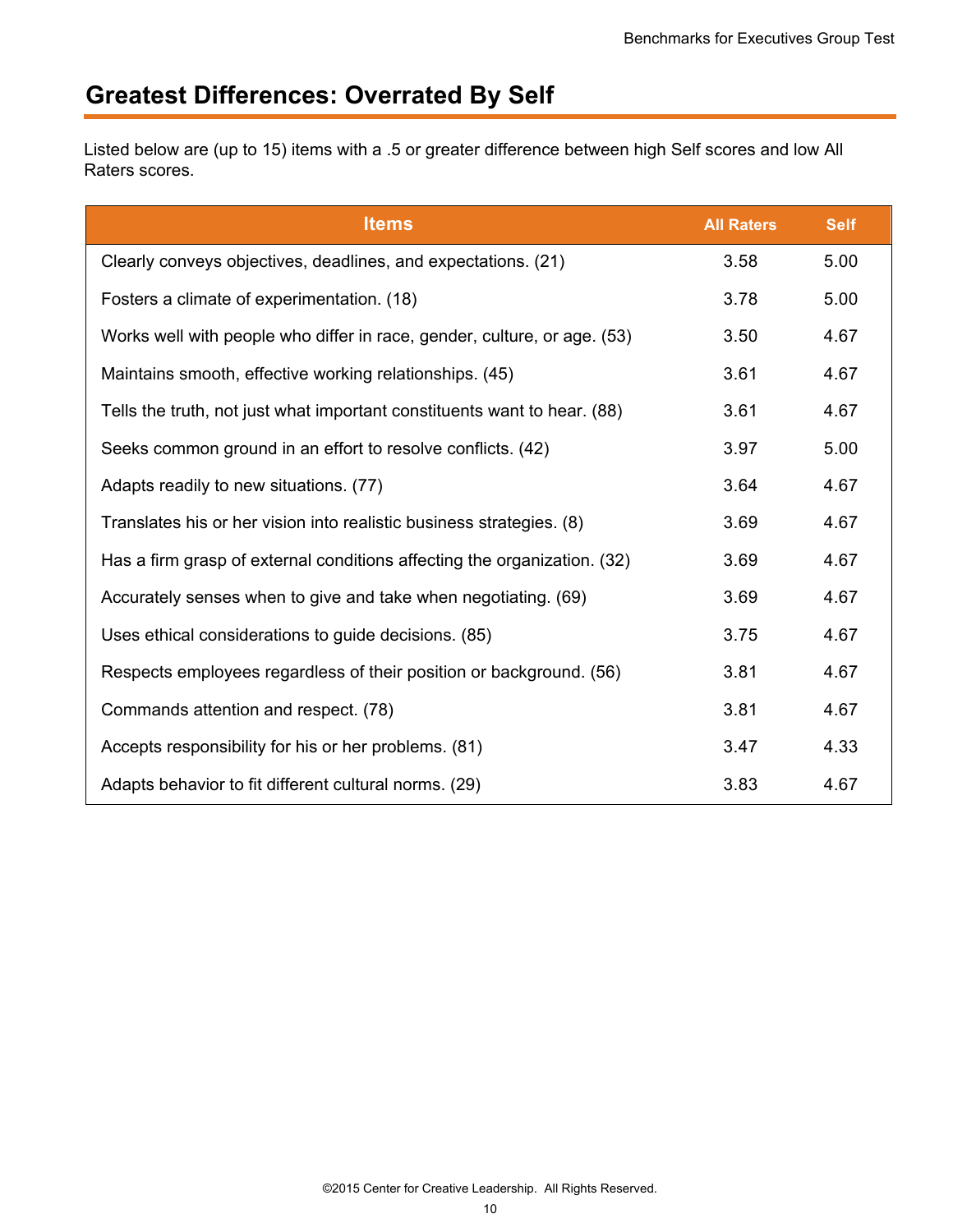# Greatest Differences: Overrated By Self

Listed below are (up to 15) items with a .5 or greater difference between high Self scores and low All Raters scores.

| Items | All Raters | Self |
|---|---|---|
| Clearly conveys objectives, deadlines, and expectations. (21) | 3.58 | 5.00 |
| Fosters a climate of experimentation. (18) | 3.78 | 5.00 |
| Works well with people who differ in race, gender, culture, or age. (53) | 3.50 | 4.67 |
| Maintains smooth, effective working relationships. (45) | 3.61 | 4.67 |
| Tells the truth, not just what important constituents want to hear. (88) | 3.61 | 4.67 |
| Seeks common ground in an effort to resolve conflicts. (42) | 3.97 | 5.00 |
| Adapts readily to new situations. (77) | 3.64 | 4.67 |
| Translates his or her vision into realistic business strategies. (8) | 3.69 | 4.67 |
| Has a firm grasp of external conditions affecting the organization. (32) | 3.69 | 4.67 |
| Accurately senses when to give and take when negotiating. (69) | 3.69 | 4.67 |
| Uses ethical considerations to guide decisions. (85) | 3.75 | 4.67 |
| Respects employees regardless of their position or background. (56) | 3.81 | 4.67 |
| Commands attention and respect. (78) | 3.81 | 4.67 |
| Accepts responsibility for his or her problems. (81) | 3.47 | 4.33 |
| Adapts behavior to fit different cultural norms. (29) | 3.83 | 4.67 |

©2015 Center for Creative Leadership. All Rights Reserved.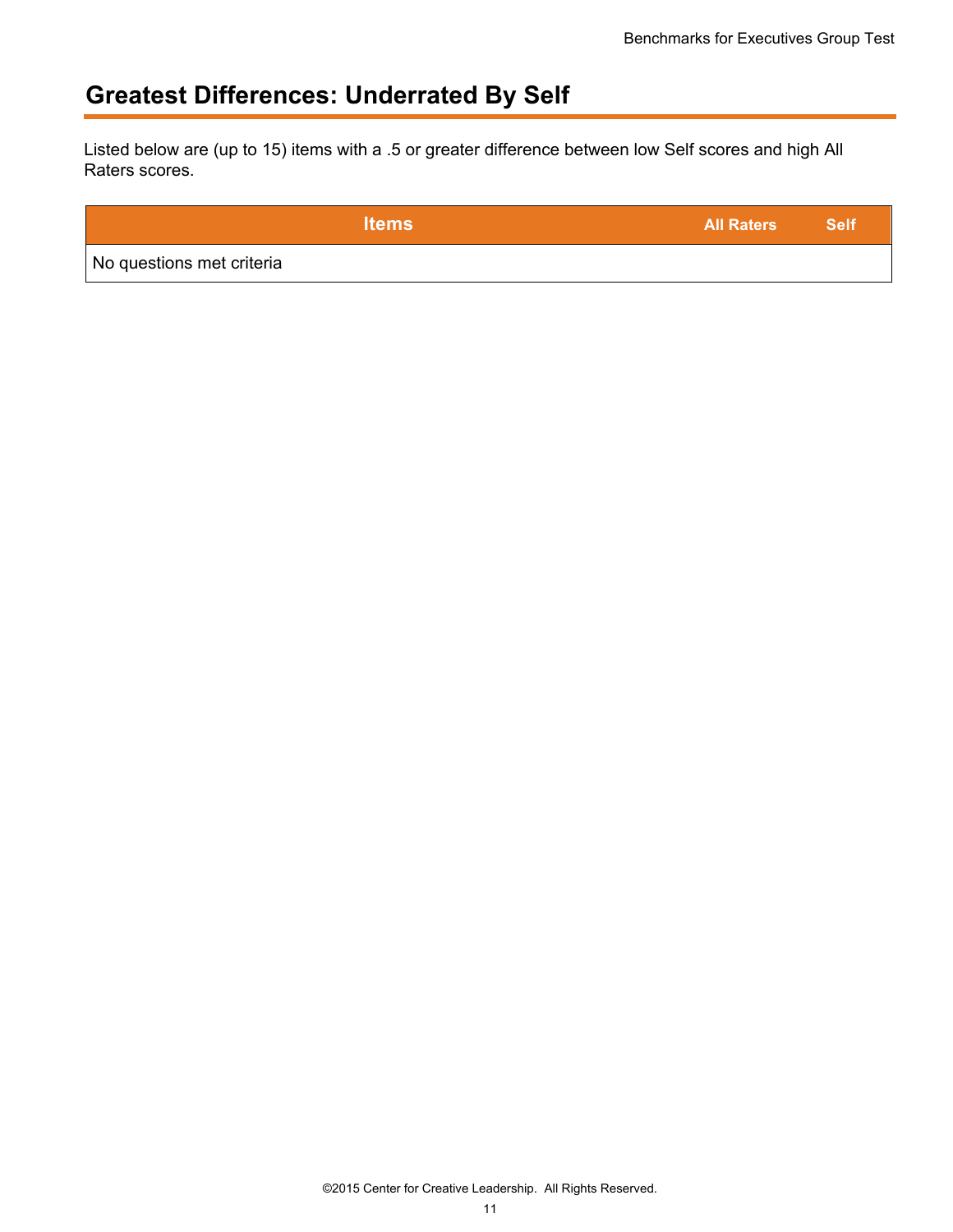## Greatest Differences: Underrated By Self

Listed below are (up to 15) items with a .5 or greater difference between low Self scores and high All Raters scores.

| Items | All Raters | Self |
| --- | --- | --- |
| No questions met criteria | | |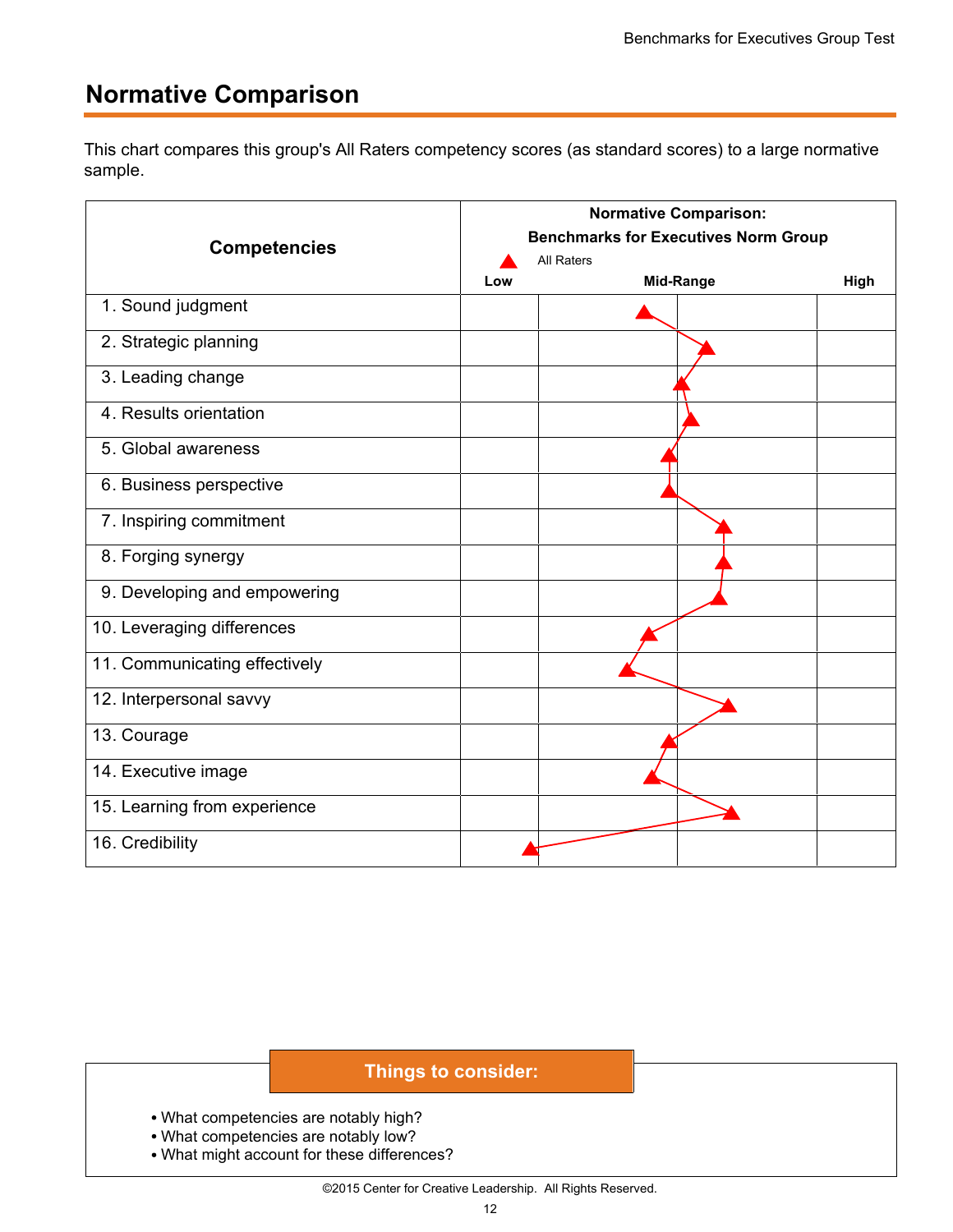## Normative Comparison

This chart compares this group's All Raters competency scores (as standard scores) to a large normative sample.

Competencies

Normative Comparison:
Benchmarks for Executives Norm Group

All Raters

Low
Mid-Range
High

1. Sound judgment
2. Strategic planning
3. Leading change
4. Results orientation
5. Global awareness
6. Business perspective
7. Inspiring commitment
8. Forging synergy
9. Developing and empowering
10. Leveraging differences
11. Communicating effectively
12. Interpersonal savvy
13. Courage
14. Executive image
15. Learning from experience
16. Credibility

**Things to consider:**

- What competencies are notably high?
- What competencies are notably low?
- What might account for these differences?

©2015 Center for Creative Leadership. All Rights Reserved.